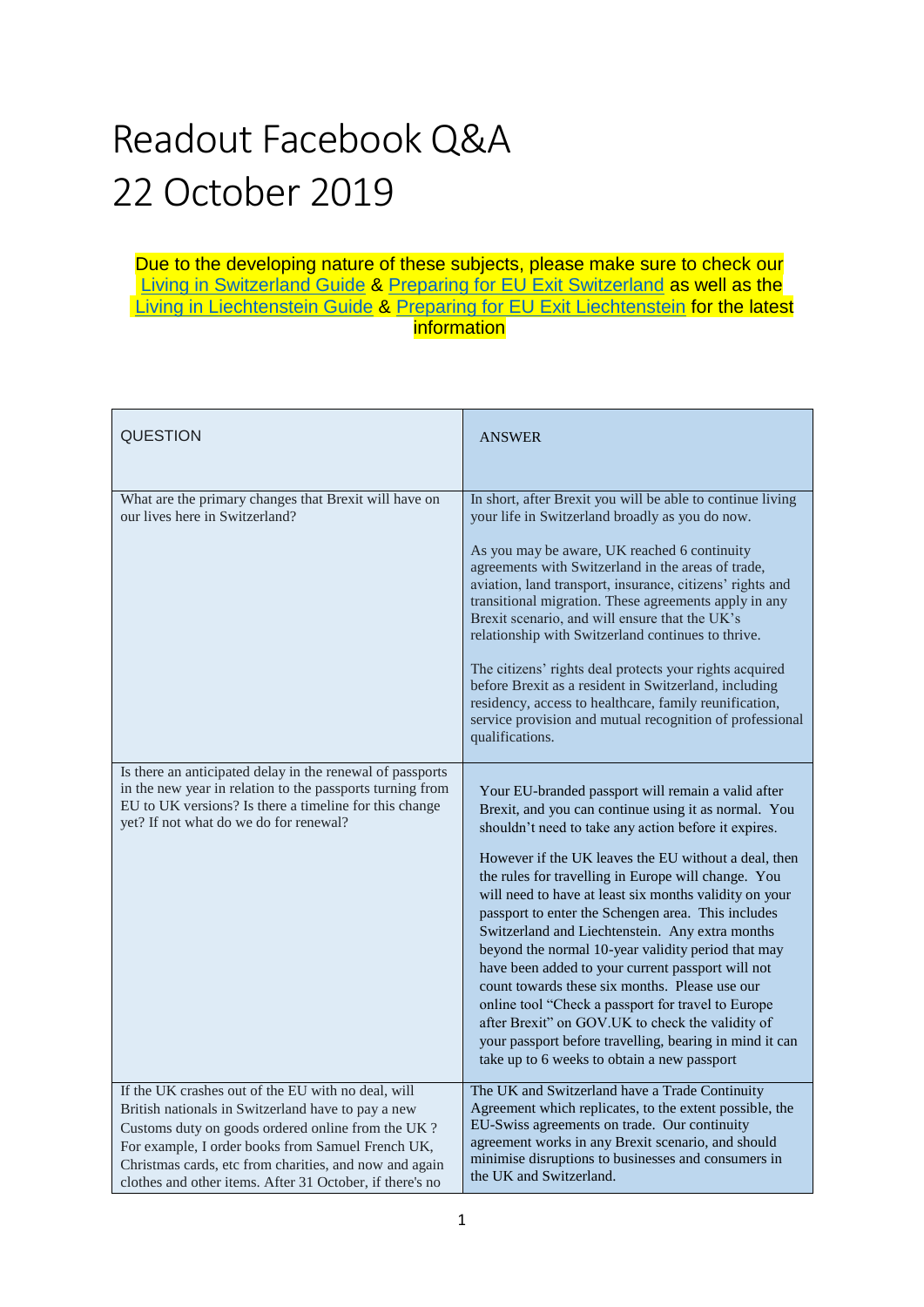# Readout Facebook Q&A
# 22 October 2019

Due to the developing nature of these subjects, please make sure to check our Living in Switzerland Guide & Preparing for EU Exit Switzerland as well as the Living in Liechtenstein Guide & Preparing for EU Exit Liechtenstein for the latest information

| QUESTION | ANSWER |
| --- | --- |
| What are the primary changes that Brexit will have on our lives here in Switzerland? | In short, after Brexit you will be able to continue living your life in Switzerland broadly as you do now.<br><br>As you may be aware, UK reached 6 continuity agreements with Switzerland in the areas of trade, aviation, land transport, insurance, citizens' rights and transitional migration. These agreements apply in any Brexit scenario, and will ensure that the UK's relationship with Switzerland continues to thrive.<br><br>The citizens' rights deal protects your rights acquired before Brexit as a resident in Switzerland, including residency, access to healthcare, family reunification, service provision and mutual recognition of professional qualifications. |
| Is there an anticipated delay in the renewal of passports in the new year in relation to the passports turning from EU to UK versions? Is there a timeline for this change yet? If not what do we do for renewal? | Your EU-branded passport will remain a valid after Brexit, and you can continue using it as normal. You shouldn't need to take any action before it expires.<br><br>However if the UK leaves the EU without a deal, then the rules for travelling in Europe will change. You will need to have at least six months validity on your passport to enter the Schengen area. This includes Switzerland and Liechtenstein. Any extra months beyond the normal 10-year validity period that may have been added to your current passport will not count towards these six months. Please use our online tool "Check a passport for travel to Europe after Brexit" on GOV.UK to check the validity of your passport before travelling, bearing in mind it can take up to 6 weeks to obtain a new passport |
| If the UK crashes out of the EU with no deal, will British nationals in Switzerland have to pay a new Customs duty on goods ordered online from the UK ? For example, I order books from Samuel French UK, Christmas cards, etc from charities, and now and again clothes and other items. After 31 October, if there's no | The UK and Switzerland have a Trade Continuity Agreement which replicates, to the extent possible, the EU-Swiss agreements on trade. Our continuity agreement works in any Brexit scenario, and should minimise disruptions to businesses and consumers in the UK and Switzerland. |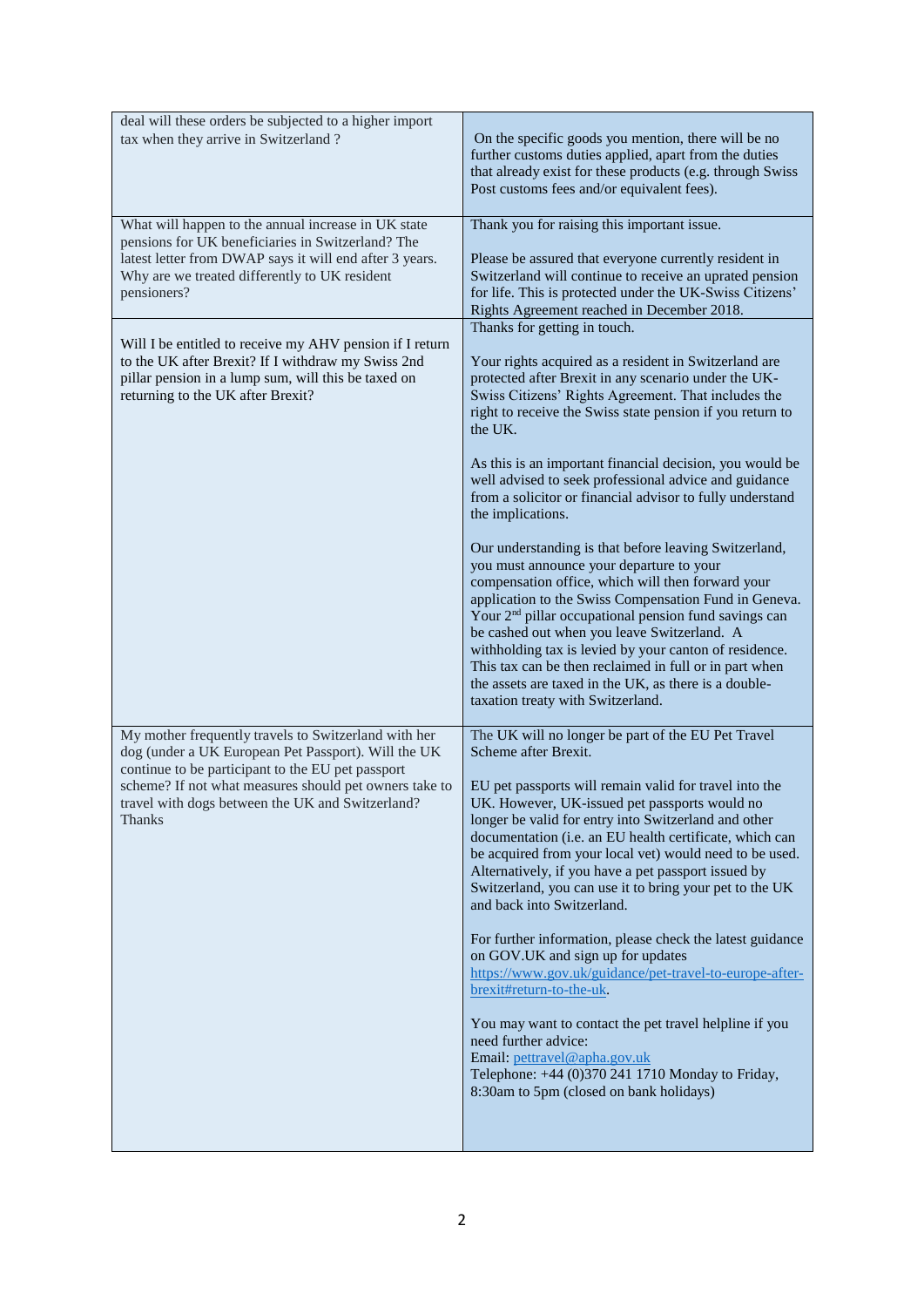| | |
|---|---|
| deal will these orders be subjected to a higher import tax when they arrive in Switzerland ? | On the specific goods you mention, there will be no further customs duties applied, apart from the duties that already exist for these products (e.g. through Swiss Post customs fees and/or equivalent fees). |
| What will happen to the annual increase in UK state pensions for UK beneficiaries in Switzerland? The latest letter from DWAP says it will end after 3 years. Why are we treated differently to UK resident pensioners? | Thank you for raising this important issue.<br><br>Please be assured that everyone currently resident in Switzerland will continue to receive an uprated pension for life. This is protected under the UK-Swiss Citizens' Rights Agreement reached in December 2018. |
| Will I be entitled to receive my AHV pension if I return to the UK after Brexit? If I withdraw my Swiss 2nd pillar pension in a lump sum, will this be taxed on returning to the UK after Brexit? | Thanks for getting in touch.<br><br>Your rights acquired as a resident in Switzerland are protected after Brexit in any scenario under the UK-Swiss Citizens' Rights Agreement. That includes the right to receive the Swiss state pension if you return to the UK.<br><br>As this is an important financial decision, you would be well advised to seek professional advice and guidance from a solicitor or financial advisor to fully understand the implications.<br><br>Our understanding is that before leaving Switzerland, you must announce your departure to your compensation office, which will then forward your application to the Swiss Compensation Fund in Geneva. Your 2nd pillar occupational pension fund savings can be cashed out when you leave Switzerland. A withholding tax is levied by your canton of residence. This tax can be then reclaimed in full or in part when the assets are taxed in the UK, as there is a double-taxation treaty with Switzerland. |
| My mother frequently travels to Switzerland with her dog (under a UK European Pet Passport). Will the UK continue to be participant to the EU pet passport scheme? If not what measures should pet owners take to travel with dogs between the UK and Switzerland? Thanks | The UK will no longer be part of the EU Pet Travel Scheme after Brexit.<br><br>EU pet passports will remain valid for travel into the UK. However, UK-issued pet passports would no longer be valid for entry into Switzerland and other documentation (i.e. an EU health certificate, which can be acquired from your local vet) would need to be used. Alternatively, if you have a pet passport issued by Switzerland, you can use it to bring your pet to the UK and back into Switzerland.<br><br>For further information, please check the latest guidance on GOV.UK and sign up for updates https://www.gov.uk/guidance/pet-travel-to-europe-after-brexit#return-to-the-uk.<br><br>You may want to contact the pet travel helpline if you need further advice:<br>Email: pettravel@apha.gov.uk<br>Telephone: +44 (0)370 241 1710 Monday to Friday, 8:30am to 5pm (closed on bank holidays) |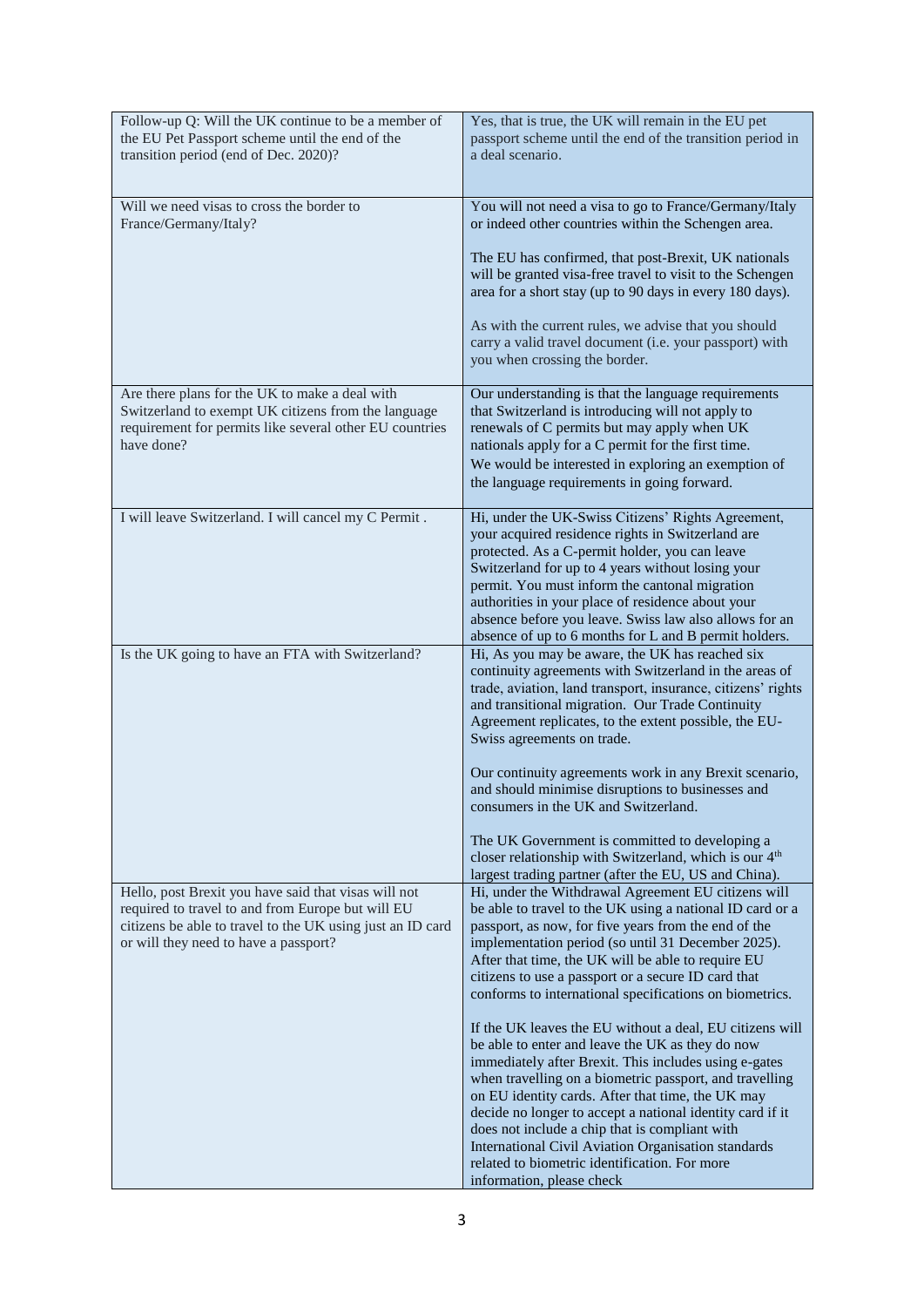| | |
|---|---|
| Follow-up Q: Will the UK continue to be a member of the EU Pet Passport scheme until the end of the transition period (end of Dec. 2020)? | Yes, that is true, the UK will remain in the EU pet passport scheme until the end of the transition period in a deal scenario. |
| Will we need visas to cross the border to France/Germany/Italy? | You will not need a visa to go to France/Germany/Italy or indeed other countries within the Schengen area.<br><br>The EU has confirmed, that post-Brexit, UK nationals will be granted visa-free travel to visit to the Schengen area for a short stay (up to 90 days in every 180 days).<br><br>As with the current rules, we advise that you should carry a valid travel document (i.e. your passport) with you when crossing the border. |
| Are there plans for the UK to make a deal with Switzerland to exempt UK citizens from the language requirement for permits like several other EU countries have done? | Our understanding is that the language requirements that Switzerland is introducing will not apply to renewals of C permits but may apply when UK nationals apply for a C permit for the first time.<br>We would be interested in exploring an exemption of the language requirements in going forward. |
| I will leave Switzerland. I will cancel my C Permit . | Hi, under the UK-Swiss Citizens' Rights Agreement, your acquired residence rights in Switzerland are protected. As a C-permit holder, you can leave Switzerland for up to 4 years without losing your permit. You must inform the cantonal migration authorities in your place of residence about your absence before you leave. Swiss law also allows for an absence of up to 6 months for L and B permit holders. |
| Is the UK going to have an FTA with Switzerland? | Hi, As you may be aware, the UK has reached six continuity agreements with Switzerland in the areas of trade, aviation, land transport, insurance, citizens' rights and transitional migration. Our Trade Continuity Agreement replicates, to the extent possible, the EU-Swiss agreements on trade.<br><br>Our continuity agreements work in any Brexit scenario, and should minimise disruptions to businesses and consumers in the UK and Switzerland.<br><br>The UK Government is committed to developing a closer relationship with Switzerland, which is our 4th largest trading partner (after the EU, US and China). |
| Hello, post Brexit you have said that visas will not required to travel to and from Europe but will EU citizens be able to travel to the UK using just an ID card or will they need to have a passport? | Hi, under the Withdrawal Agreement EU citizens will be able to travel to the UK using a national ID card or a passport, as now, for five years from the end of the implementation period (so until 31 December 2025). After that time, the UK will be able to require EU citizens to use a passport or a secure ID card that conforms to international specifications on biometrics.<br><br>If the UK leaves the EU without a deal, EU citizens will be able to enter and leave the UK as they do now immediately after Brexit. This includes using e-gates when travelling on a biometric passport, and travelling on EU identity cards. After that time, the UK may decide no longer to accept a national identity card if it does not include a chip that is compliant with International Civil Aviation Organisation standards related to biometric identification. For more information, please check |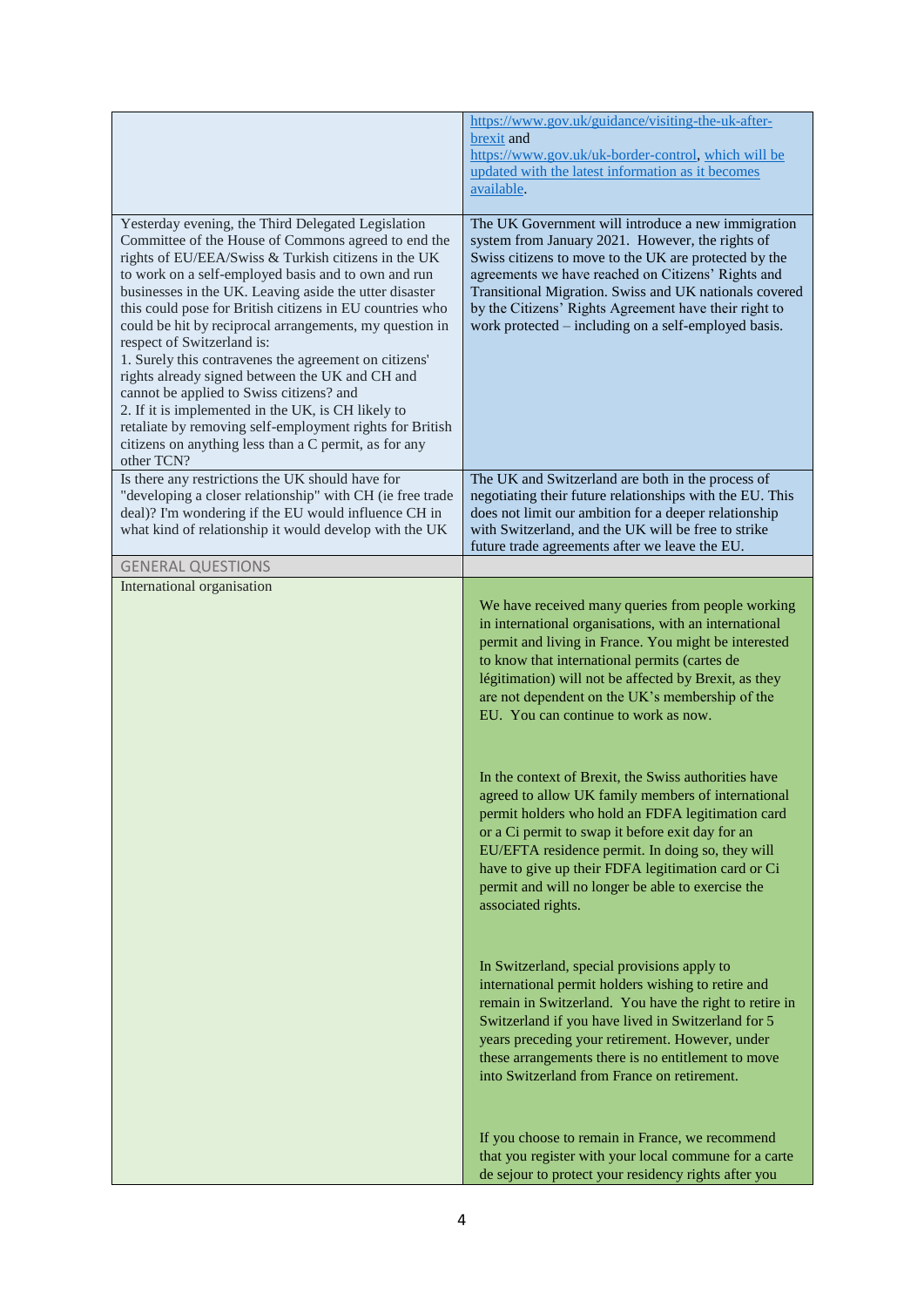| | |
|---|---|
| | [https://www.gov.uk/guidance/visiting-the-uk-after-brexit](https://www.gov.uk/guidance/visiting-the-uk-after-brexit) and [https://www.gov.uk/uk-border-control](https://www.gov.uk/uk-border-control), [which will be updated with the latest information as it becomes available](https://www.gov.uk/uk-border-control). |
| Yesterday evening, the Third Delegated Legislation Committee of the House of Commons agreed to end the rights of EU/EEA/Swiss & Turkish citizens in the UK to work on a self-employed basis and to own and run businesses in the UK. Leaving aside the utter disaster this could pose for British citizens in EU countries who could be hit by reciprocal arrangements, my question in respect of Switzerland is:<br>1. Surely this contravenes the agreement on citizens' rights already signed between the UK and CH and cannot be applied to Swiss citizens? and<br>2. If it is implemented in the UK, is CH likely to retaliate by removing self-employment rights for British citizens on anything less than a C permit, as for any other TCN? | The UK Government will introduce a new immigration system from January 2021. However, the rights of Swiss citizens to move to the UK are protected by the agreements we have reached on Citizens' Rights and Transitional Migration. Swiss and UK nationals covered by the Citizens' Rights Agreement have their right to work protected – including on a self-employed basis. |
| Is there any restrictions the UK should have for "developing a closer relationship" with CH (ie free trade deal)? I'm wondering if the EU would influence CH in what kind of relationship it would develop with the UK | The UK and Switzerland are both in the process of negotiating their future relationships with the EU. This does not limit our ambition for a deeper relationship with Switzerland, and the UK will be free to strike future trade agreements after we leave the EU. |
| GENERAL QUESTIONS | |
| International organisation | We have received many queries from people working in international organisations, with an international permit and living in France. You might be interested to know that international permits (cartes de légitimation) will not be affected by Brexit, as they are not dependent on the UK's membership of the EU. You can continue to work as now.<br><br>In the context of Brexit, the Swiss authorities have agreed to allow UK family members of international permit holders who hold an FDFA legitimation card or a Ci permit to swap it before exit day for an EU/EFTA residence permit. In doing so, they will have to give up their FDFA legitimation card or Ci permit and will no longer be able to exercise the associated rights.<br><br>In Switzerland, special provisions apply to international permit holders wishing to retire and remain in Switzerland. You have the right to retire in Switzerland if you have lived in Switzerland for 5 years preceding your retirement. However, under these arrangements there is no entitlement to move into Switzerland from France on retirement.<br><br>If you choose to remain in France, we recommend that you register with your local commune for a carte de sejour to protect your residency rights after you |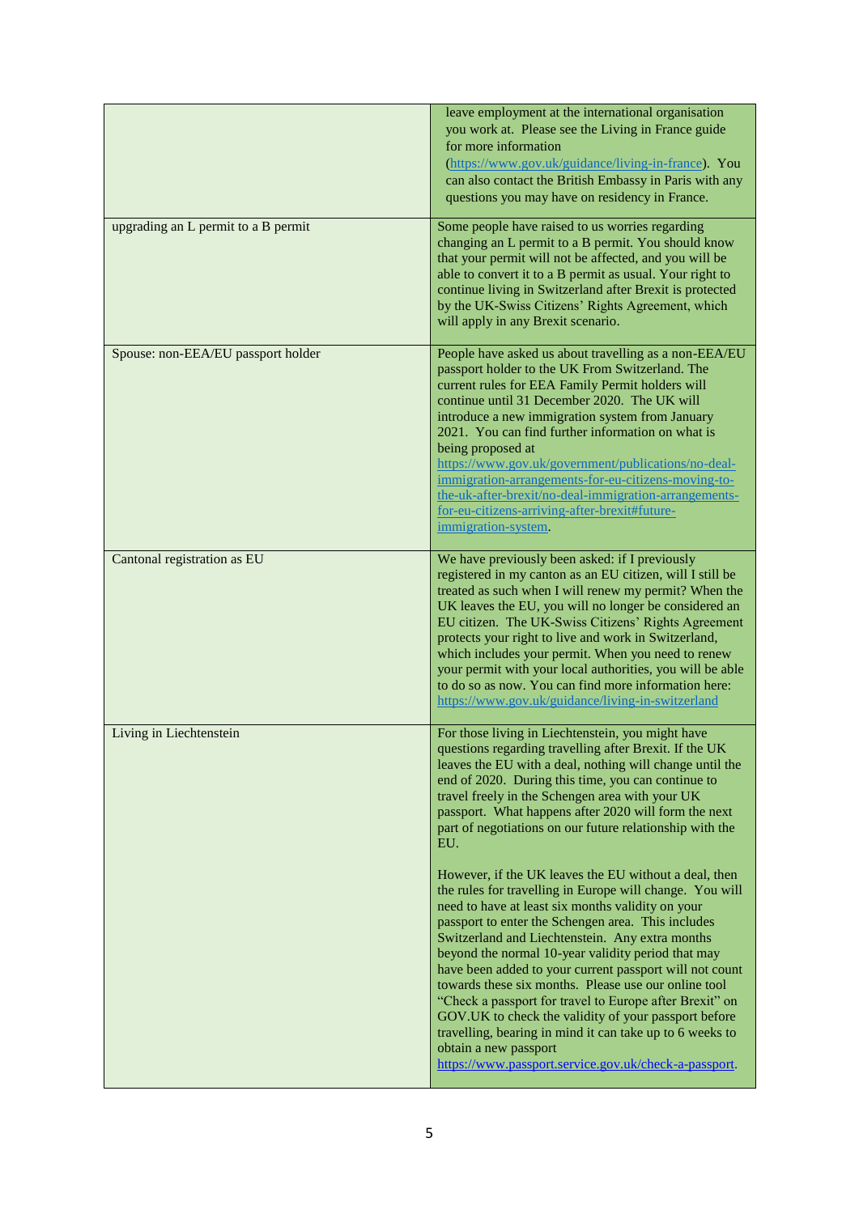| | |
|---|---|
| | leave employment at the international organisation you work at. Please see the Living in France guide for more information (https://www.gov.uk/guidance/living-in-france). You can also contact the British Embassy in Paris with any questions you may have on residency in France. |
| upgrading an L permit to a B permit | Some people have raised to us worries regarding changing an L permit to a B permit. You should know that your permit will not be affected, and you will be able to convert it to a B permit as usual. Your right to continue living in Switzerland after Brexit is protected by the UK-Swiss Citizens' Rights Agreement, which will apply in any Brexit scenario. |
| Spouse: non-EEA/EU passport holder | People have asked us about travelling as a non-EEA/EU passport holder to the UK From Switzerland. The current rules for EEA Family Permit holders will continue until 31 December 2020. The UK will introduce a new immigration system from January 2021. You can find further information on what is being proposed at https://www.gov.uk/government/publications/no-deal-immigration-arrangements-for-eu-citizens-moving-to-the-uk-after-brexit/no-deal-immigration-arrangements-for-eu-citizens-arriving-after-brexit#future-immigration-system. |
| Cantonal registration as EU | We have previously been asked: if I previously registered in my canton as an EU citizen, will I still be treated as such when I will renew my permit? When the UK leaves the EU, you will no longer be considered an EU citizen. The UK-Swiss Citizens' Rights Agreement protects your right to live and work in Switzerland, which includes your permit. When you need to renew your permit with your local authorities, you will be able to do so as now. You can find more information here: https://www.gov.uk/guidance/living-in-switzerland |
| Living in Liechtenstein | For those living in Liechtenstein, you might have questions regarding travelling after Brexit. If the UK leaves the EU with a deal, nothing will change until the end of 2020. During this time, you can continue to travel freely in the Schengen area with your UK passport. What happens after 2020 will form the next part of negotiations on our future relationship with the EU.<br><br>However, if the UK leaves the EU without a deal, then the rules for travelling in Europe will change. You will need to have at least six months validity on your passport to enter the Schengen area. This includes Switzerland and Liechtenstein. Any extra months beyond the normal 10-year validity period that may have been added to your current passport will not count towards these six months. Please use our online tool "Check a passport for travel to Europe after Brexit" on GOV.UK to check the validity of your passport before travelling, bearing in mind it can take up to 6 weeks to obtain a new passport https://www.passport.service.gov.uk/check-a-passport. |